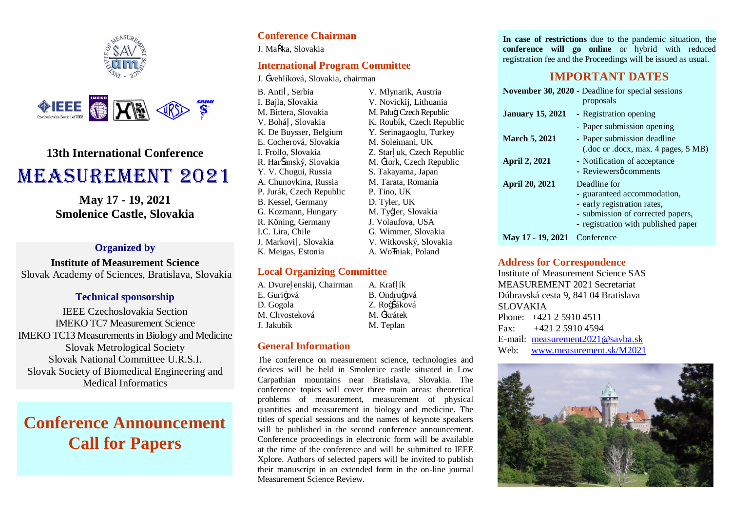13th International Conference

# MEASUREMENT 2021

**May 17 - 19, 2021**
**Smolenice Castle, Slovakia**

### Organized by

**Institute of Measurement Science**
Slovak Academy of Sciences, Bratislava, Slovakia

### Technical sponsorship

IEEE Czechoslovakia Section
IMEKO TC7 Measurement Science
IMEKO TC13 Measurements in Biology and Medicine
Slovak Metrological Society
Slovak National Committee U.R.S.I.
Slovak Society of Biomedical Engineering and Medical Informatics

# Conference Announcement
# Call for Papers

## Conference Chairman

J. MaŔka, Slovakia

## International Program Committee

J. Ġvehlíková, Slovakia, chairman

B. Antiļ, Serbia
I. Bajla, Slovakia
M. Bittera, Slovakia
V. Boháļ, Slovakia
K. De Buysser, Belgium
E. Cocherová, Slovakia
I. Frollo, Slovakia
R. HarŠanský, Slovakia
Y. V. Chugui, Russia
A. Chunovkina, Russia
P. Jurák, Czech Republic
B. Kessel, Germany
G. Kozmann, Hungary
R. Köning, Germany
I.C. Lira, Chile
J. Markoviļ, Slovakia
K. Meigas, Estonia
V. Mlynarik, Austria
V. Novickij, Lithuania
M. Paluġ Czech Republic
K. Roubík, Czech Republic
Y. Serinagaoglu, Turkey
M. Soleimani, UK
Z. Starļuk, Czech Republic
M. Ġork, Czech Republic
S. Takayama, Japan
M. Tarata, Romania
P. Tino, UK
D. Tyler, UK
M. Tyġer, Slovakia
J. Volaufova, USA
G. Wimmer, Slovakia
V. Witkovský, Slovakia
A. WoŦniak, Poland

## Local Organizing Committee

A. Dvureļenskij, Chairman
E. Guriġová
D. Gogola
M. Chvosteková
J. Jakubík
A. Krafļík
B. Ondruġová
Z. RoġŠáková
M. Ġkrátek
M. Teplan

## General Information

The conference on measurement science, technologies and devices will be held in Smolenice castle situated in Low Carpathian mountains near Bratislava, Slovakia. The conference topics will cover three main areas: theoretical problems of measurement, measurement of physical quantities and measurement in biology and medicine. The titles of special sessions and the names of keynote speakers will be published in the second conference announcement. Conference proceedings in electronic form will be available at the time of the conference and will be submitted to IEEE Xplore. Authors of selected papers will be invited to publish their manuscript in an extended form in the on-line journal Measurement Science Review.

**In case of restrictions** due to the pandemic situation, the **conference will go online** or hybrid with reduced registration fee and the Proceedings will be issued as usual.

## IMPORTANT DATES

| | |
|---|---|
| **November 30, 2020** | - Deadline for special sessions proposals |
| **January 15, 2021** | - Registration opening<br>- Paper submission opening |
| **March 5, 2021** | - Paper submission deadline (.doc or .docx, max. 4 pages, 5 MB) |
| **April 2, 2021** | - Notification of acceptance<br>- Reviewersô comments |
| **April 20, 2021** | Deadline for<br>- guaranteed accommodation,<br>- early registration rates,<br>- submission of corrected papers,<br>- registration with published paper |
| **May 17 - 19, 2021** | Conference |

## Address for Correspondence

Institute of Measurement Science SAS
MEASUREMENT 2021 Secretariat
Dúbravská cesta 9, 841 04 Bratislava
SLOVAKIA
Phone: +421 2 5910 4511
Fax: +421 2 5910 4594
E-mail: measurement2021@savba.sk
Web: www.measurement.sk/M2021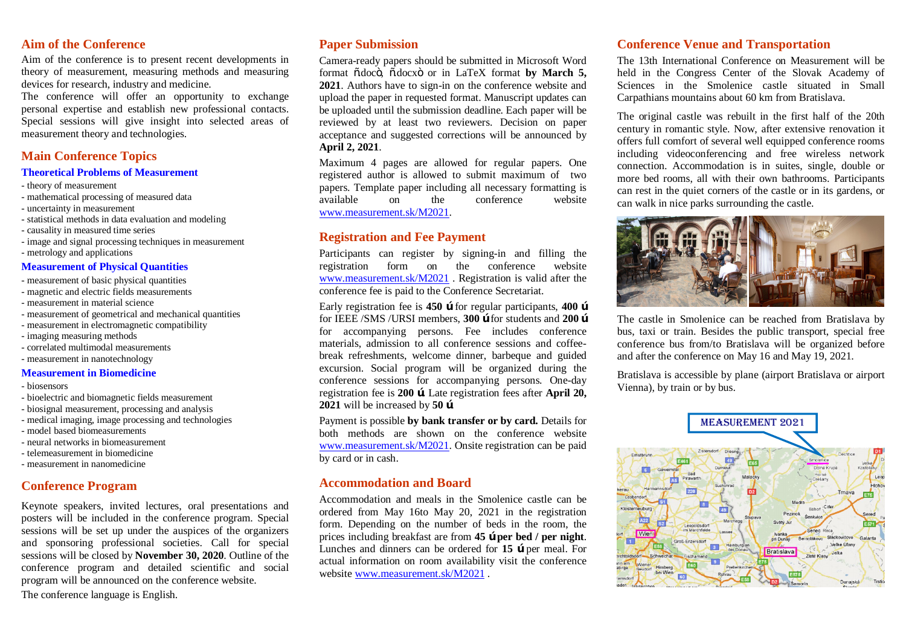## Aim of the Conference

Aim of the conference is to present recent developments in theory of measurement, measuring methods and measuring devices for research, industry and medicine.

The conference will offer an opportunity to exchange personal expertise and establish new professional contacts. Special sessions will give insight into selected areas of measurement theory and technologies.

## Main Conference Topics

### Theoretical Problems of Measurement

- theory of measurement
- mathematical processing of measured data
- uncertainty in measurement
- statistical methods in data evaluation and modeling
- causality in measured time series
- image and signal processing techniques in measurement
- metrology and applications

### Measurement of Physical Quantities

- measurement of basic physical quantities
- magnetic and electric fields measurements
- measurement in material science
- measurement of geometrical and mechanical quantities
- measurement in electromagnetic compatibility
- imaging measuring methods
- correlated multimodal measurements
- measurement in nanotechnology

### Measurement in Biomedicine

- biosensors
- bioelectric and biomagnetic fields measurement
- biosignal measurement, processing and analysis
- medical imaging, image processing and technologies
- model based biomeasurements
- neural networks in biomeasurement
- telemeasurement in biomedicine
- measurement in nanomedicine

## Conference Program

Keynote speakers, invited lectures, oral presentations and posters will be included in the conference program. Special sessions will be set up under the auspices of the organizers and sponsoring professional societies. Call for special sessions will be closed by **November 30, 2020**. Outline of the conference program and detailed scientific and social program will be announced on the conference website.

The conference language is English.

## Paper Submission

Camera-ready papers should be submitted in Microsoft Word format ňdocò, ňdocxò or in LaTeX format **by March 5, 2021**. Authors have to sign-in on the conference website and upload the paper in requested format. Manuscript updates can be uploaded until the submission deadline. Each paper will be reviewed by at least two reviewers. Decision on paper acceptance and suggested corrections will be announced by **April 2, 2021**.

Maximum 4 pages are allowed for regular papers. One registered author is allowed to submit maximum of two papers. Template paper including all necessary formatting is available on the conference website www.measurement.sk/M2021.

## Registration and Fee Payment

Participants can register by signing-in and filling the registration form on the conference website www.measurement.sk/M2021 . Registration is valid after the conference fee is paid to the Conference Secretariat.

Early registration fee is **450 ú** for regular participants, **400 ú** for IEEE /SMS /URSI members, **300 ú** for students and **200 ú** for accompanying persons. Fee includes conference materials, admission to all conference sessions and coffee-break refreshments, welcome dinner, barbeque and guided excursion. Social program will be organized during the conference sessions for accompanying persons. One-day registration fee is **200 ú**. Late registration fees after **April 20, 2021** will be increased by **50 ú**.

Payment is possible **by bank transfer or by card.** Details for both methods are shown on the conference website www.measurement.sk/M2021. Onsite registration can be paid by card or in cash.

## Accommodation and Board

Accommodation and meals in the Smolenice castle can be ordered from May 16to May 20, 2021 in the registration form. Depending on the number of beds in the room, the prices including breakfast are from **45 ú per bed / per night**. Lunches and dinners can be ordered for **15 ú** per meal. For actual information on room availability visit the conference website www.measurement.sk/M2021 .

## Conference Venue and Transportation

The 13th International Conference on Measurement will be held in the Congress Center of the Slovak Academy of Sciences in the Smolenice castle situated in Small Carpathians mountains about 60 km from Bratislava.

The original castle was rebuilt in the first half of the 20th century in romantic style. Now, after extensive renovation it offers full comfort of several well equipped conference rooms including videoconferencing and free wireless network connection. Accommodation is in suites, single, double or more bed rooms, all with their own bathrooms. Participants can rest in the quiet corners of the castle or in its gardens, or can walk in nice parks surrounding the castle.

The castle in Smolenice can be reached from Bratislava by bus, taxi or train. Besides the public transport, special free conference bus from/to Bratislava will be organized before and after the conference on May 16 and May 19, 2021.

Bratislava is accessible by plane (airport Bratislava or airport Vienna), by train or by bus.

MEASUREMENT 2021